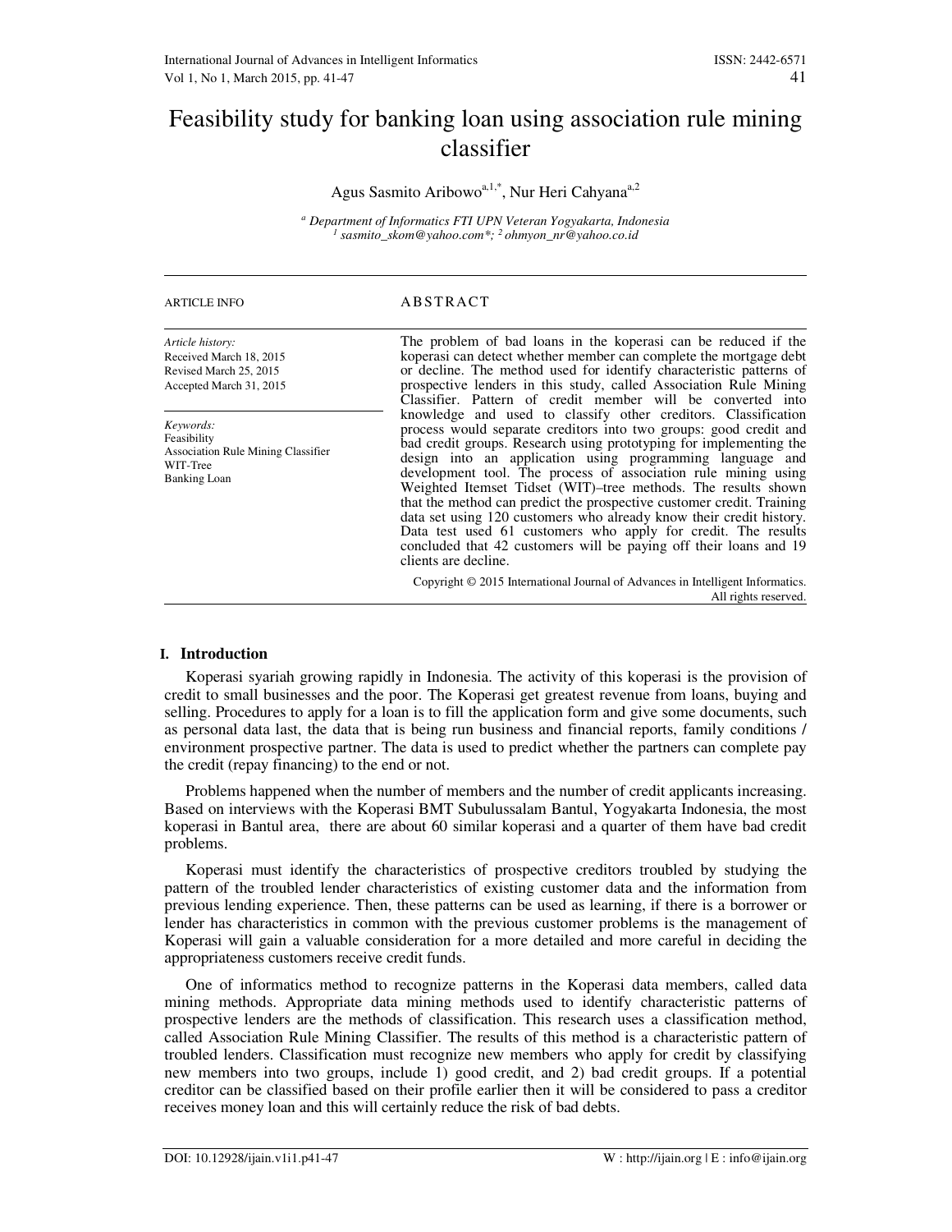# Feasibility study for banking loan using association rule mining classifier

Agus Sasmito Aribowo[a,1,*], Nur Heri Cahyana[a,2]

[a] *Department of Informatics FTI UPN Veteran Yogyakarta, Indonesia*
[1] *sasmito_skom@yahoo.com*; [2] *ohmyon_nr@yahoo.co.id*

ARTICLE INFO

*Article history:*
Received March 18, 2015
Revised March 25, 2015
Accepted March 31, 2015

*Keywords:*
Feasibility
Association Rule Mining Classifier
WIT-Tree
Banking Loan

## ABSTRACT

The problem of bad loans in the koperasi can be reduced if the koperasi can detect whether member can complete the mortgage debt or decline. The method used for identify characteristic patterns of prospective lenders in this study, called Association Rule Mining Classifier. Pattern of credit member will be converted into knowledge and used to classify other creditors. Classification process would separate creditors into two groups: good credit and bad credit groups. Research using prototyping for implementing the design into an application using programming language and development tool. The process of association rule mining using Weighted Itemset Tidset (WIT)–tree methods. The results shown that the method can predict the prospective customer credit. Training data set using 120 customers who already know their credit history. Data test used 61 customers who apply for credit. The results concluded that 42 customers will be paying off their loans and 19 clients are decline.

Copyright © 2015 International Journal of Advances in Intelligent Informatics. All rights reserved.

## I. Introduction

Koperasi syariah growing rapidly in Indonesia. The activity of this koperasi is the provision of credit to small businesses and the poor. The Koperasi get greatest revenue from loans, buying and selling. Procedures to apply for a loan is to fill the application form and give some documents, such as personal data last, the data that is being run business and financial reports, family conditions / environment prospective partner. The data is used to predict whether the partners can complete pay the credit (repay financing) to the end or not.

Problems happened when the number of members and the number of credit applicants increasing. Based on interviews with the Koperasi BMT Subulussalam Bantul, Yogyakarta Indonesia, the most koperasi in Bantul area, there are about 60 similar koperasi and a quarter of them have bad credit problems.

Koperasi must identify the characteristics of prospective creditors troubled by studying the pattern of the troubled lender characteristics of existing customer data and the information from previous lending experience. Then, these patterns can be used as learning, if there is a borrower or lender has characteristics in common with the previous customer problems is the management of Koperasi will gain a valuable consideration for a more detailed and more careful in deciding the appropriateness customers receive credit funds.

One of informatics method to recognize patterns in the Koperasi data members, called data mining methods. Appropriate data mining methods used to identify characteristic patterns of prospective lenders are the methods of classification. This research uses a classification method, called Association Rule Mining Classifier. The results of this method is a characteristic pattern of troubled lenders. Classification must recognize new members who apply for credit by classifying new members into two groups, include 1) good credit, and 2) bad credit groups. If a potential creditor can be classified based on their profile earlier then it will be considered to pass a creditor receives money loan and this will certainly reduce the risk of bad debts.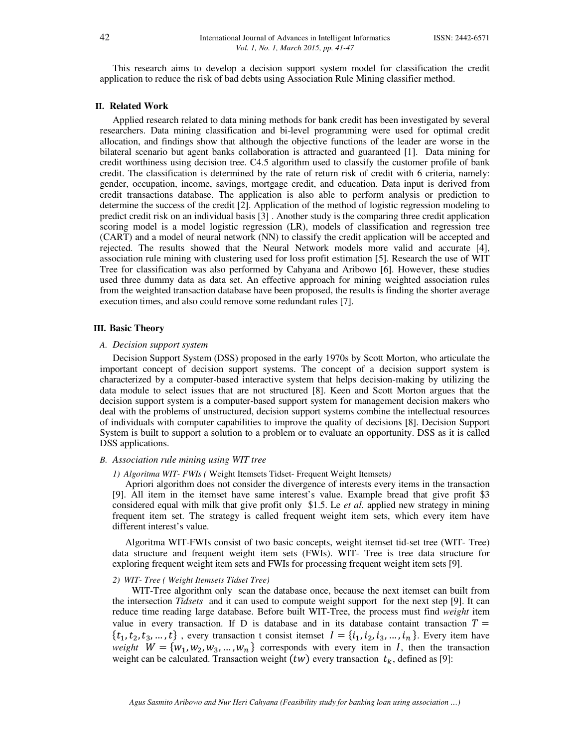This research aims to develop a decision support system model for classification the credit application to reduce the risk of bad debts using Association Rule Mining classifier method.

## II. Related Work

Applied research related to data mining methods for bank credit has been investigated by several researchers. Data mining classification and bi-level programming were used for optimal credit allocation, and findings show that although the objective functions of the leader are worse in the bilateral scenario but agent banks collaboration is attracted and guaranteed [1]. Data mining for credit worthiness using decision tree. C4.5 algorithm used to classify the customer profile of bank credit. The classification is determined by the rate of return risk of credit with 6 criteria, namely: gender, occupation, income, savings, mortgage credit, and education. Data input is derived from credit transactions database. The application is also able to perform analysis or prediction to determine the success of the credit [2]. Application of the method of logistic regression modeling to predict credit risk on an individual basis [3] . Another study is the comparing three credit application scoring model is a model logistic regression (LR), models of classification and regression tree (CART) and a model of neural network (NN) to classify the credit application will be accepted and rejected. The results showed that the Neural Network models more valid and accurate [4], association rule mining with clustering used for loss profit estimation [5]. Research the use of WIT Tree for classification was also performed by Cahyana and Aribowo [6]. However, these studies used three dummy data as data set. An effective approach for mining weighted association rules from the weighted transaction database have been proposed, the results is finding the shorter average execution times, and also could remove some redundant rules [7].

## III. Basic Theory

### A. *Decision support system*

Decision Support System (DSS) proposed in the early 1970s by Scott Morton, who articulate the important concept of decision support systems. The concept of a decision support system is characterized by a computer-based interactive system that helps decision-making by utilizing the data module to select issues that are not structured [8]. Keen and Scott Morton argues that the decision support system is a computer-based support system for management decision makers who deal with the problems of unstructured, decision support systems combine the intellectual resources of individuals with computer capabilities to improve the quality of decisions [8]. Decision Support System is built to support a solution to a problem or to evaluate an opportunity. DSS as it is called DSS applications.

### B. *Association rule mining using WIT tree*

#### 1) *Algoritma WIT- FWIs (* Weight Itemsets Tidset- Frequent Weight Itemsets*)*

Apriori algorithm does not consider the divergence of interests every items in the transaction [9]. All item in the itemset have same interest's value. Example bread that give profit $3 considered equal with milk that give profit only $1.5. Le *et al.* applied new strategy in mining frequent item set. The strategy is called frequent weight item sets, which every item have different interest's value.

Algoritma WIT-FWIs consist of two basic concepts, weight itemset tid-set tree (WIT- Tree) data structure and frequent weight item sets (FWIs). WIT- Tree is tree data structure for exploring frequent weight item sets and FWIs for processing frequent weight item sets [9].

#### 2) *WIT- Tree ( Weight Itemsets Tidset Tree)*

WIT-Tree algorithm only scan the database once, because the next itemset can built from the intersection *Tidsets* and it can used to compute weight support for the next step [9]. It can reduce time reading large database. Before built WIT-Tree, the process must find *weight* item value in every transaction. If D is database and in its database containt transaction $T = \{t_1, t_2, t_3, \ldots, t\}$ , every transaction t consist itemset $I = \{i_1, i_2, i_3, \ldots, i_n\}$. Every item have *weight* $W = \{w_1, w_2, w_3, \ldots, w_n\}$ corresponds with every item in $I$, then the transaction weight can be calculated. Transaction weight $(tw)$ every transaction $t_k$, defined as [9]: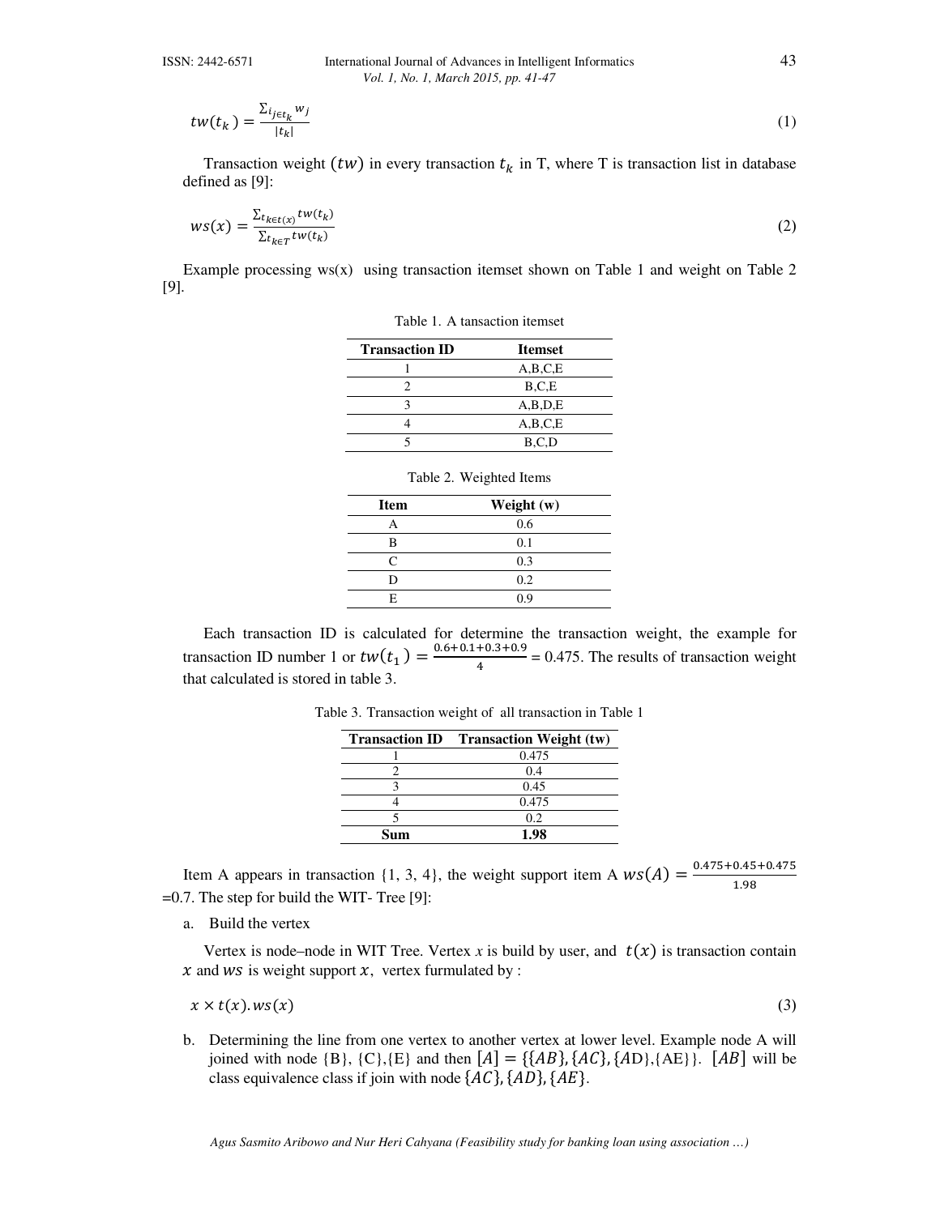$$tw(t_k) = \frac{\sum_{i_j \in t_k} w_j}{|t_k|} \tag{1}$$

Transaction weight $(tw)$ in every transaction $t_k$ in T, where T is transaction list in database defined as [9]:

$$ws(x) = \frac{\sum_{t_k \in t(x)} tw(t_k)}{\sum_{t_k \in T} tw(t_k)} \tag{2}$$

Example processing ws(x) using transaction itemset shown on Table 1 and weight on Table 2 [9].

Table 1. A tansaction itemset

| Transaction ID | Itemset |
|---|---|
| 1 | A,B,C,E |
| 2 | B,C,E |
| 3 | A,B,D,E |
| 4 | A,B,C,E |
| 5 | B,C,D |

Table 2. Weighted Items

| Item | Weight (w) |
|---|---|
| A | 0.6 |
| B | 0.1 |
| C | 0.3 |
| D | 0.2 |
| E | 0.9 |

Each transaction ID is calculated for determine the transaction weight, the example for transaction ID number 1 or $tw(t_1) = \frac{0.6+0.1+0.3+0.9}{4}$ = 0.475. The results of transaction weight that calculated is stored in table 3.

Table 3. Transaction weight of all transaction in Table 1

| Transaction ID | Transaction Weight (tw) |
|---|---|
| 1 | 0.475 |
| 2 | 0.4 |
| 3 | 0.45 |
| 4 | 0.475 |
| 5 | 0.2 |
| **Sum** | **1.98** |

Item A appears in transaction {1, 3, 4}, the weight support item A $ws(A) = \frac{0.475+0.45+0.475}{1.98}$ =0.7. The step for build the WIT- Tree [9]:

a. Build the vertex

Vertex is node–node in WIT Tree. Vertex *x* is build by user, and $t(x)$ is transaction contain $x$ and $ws$ is weight support $x$, vertex furmulated by :

$$x \times t(x).ws(x) \tag{3}$$

b. Determining the line from one vertex to another vertex at lower level. Example node A will joined with node {B}, {C},{E} and then $[A] = \{\{AB\}, \{AC\}, \{AD\}, \{AE\}\}$. $[AB]$ will be class equivalence class if join with node $\{AC\}, \{AD\}, \{AE\}$.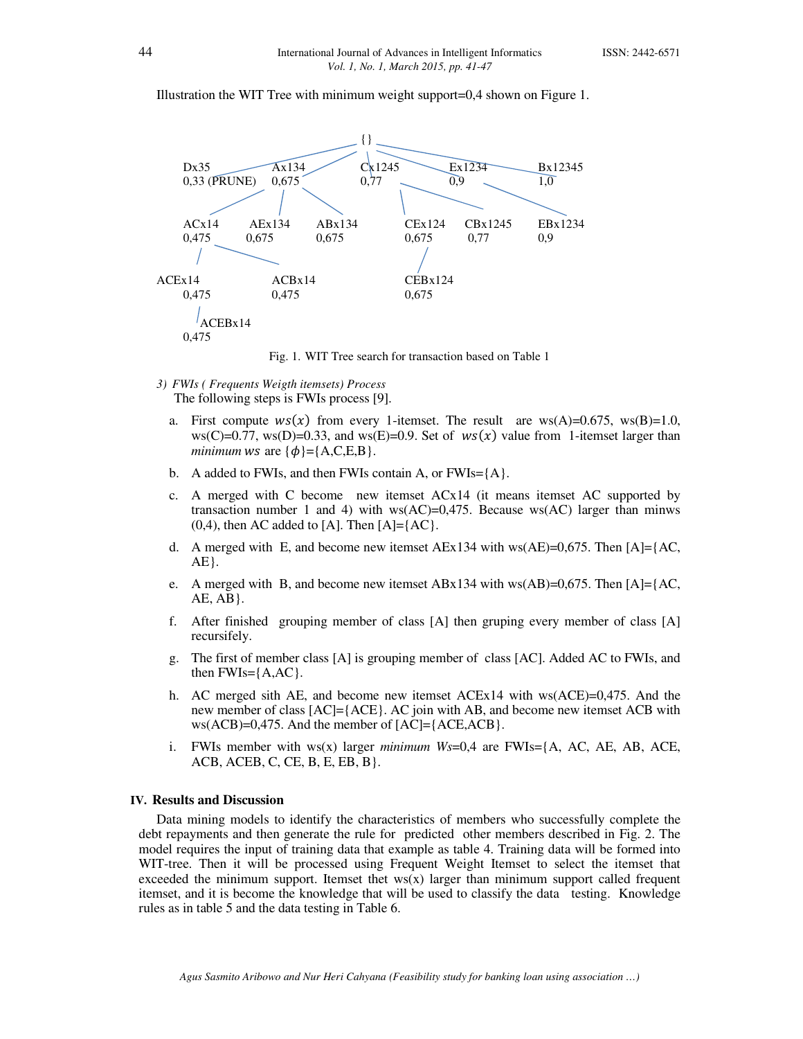Illustration the WIT Tree with minimum weight support=0,4 shown on Figure 1.

```
{}
Dx35 0,33 (PRUNE) | Ax134 0,675 | Cx1245 0,77 | Ex1234 0,9 | Bx12345 1,0
ACx14 0,475 | AEx134 0,675 | ABx134 0,675 | CEx124 0,675 | CBx1245 0,77 | EBx1234 0,9
ACEx14 0,475 | ACBx14 0,475 | CEBx124 0,675
ACEBx14 0,475
```

Fig. 1. WIT Tree search for transaction based on Table 1

*3) FWIs ( Frequents Weigth itemsets) Process*

The following steps is FWIs process [9].

a. First compute $ws(x)$ from every 1-itemset. The result are ws(A)=0.675, ws(B)=1.0, ws(C)=0.77, ws(D)=0.33, and ws(E)=0.9. Set of $ws(x)$ value from 1-itemset larger than *minimum* $ws$ are $\{\phi\}$={A,C,E,B}.

b. A added to FWIs, and then FWIs contain A, or FWIs={A}.

c. A merged with C become new itemset ACx14 (it means itemset AC supported by transaction number 1 and 4) with ws(AC)=0,475. Because ws(AC) larger than minws (0,4), then AC added to [A]. Then [A]={AC}.

d. A merged with E, and become new itemset AEx134 with ws(AE)=0,675. Then [A]={AC, AE}.

e. A merged with B, and become new itemset ABx134 with ws(AB)=0,675. Then [A]={AC, AE, AB}.

f. After finished grouping member of class [A] then gruping every member of class [A] recursifely.

g. The first of member class [A] is grouping member of class [AC]. Added AC to FWIs, and then FWIs={A,AC}.

h. AC merged sith AE, and become new itemset ACEx14 with ws(ACE)=0,475. And the new member of class [AC]={ACE}. AC join with AB, and become new itemset ACB with ws(ACB)=0,475. And the member of [AC]={ACE,ACB}.

i. FWIs member with ws(x) larger *minimum Ws*=0,4 are FWIs={A, AC, AE, AB, ACE, ACB, ACEB, C, CE, B, E, EB, B}.

## IV. Results and Discussion

Data mining models to identify the characteristics of members who successfully complete the debt repayments and then generate the rule for predicted other members described in Fig. 2. The model requires the input of training data that example as table 4. Training data will be formed into WIT-tree. Then it will be processed using Frequent Weight Itemset to select the itemset that exceeded the minimum support. Itemset thet ws(x) larger than minimum support called frequent itemset, and it is become the knowledge that will be used to classify the data testing. Knowledge rules as in table 5 and the data testing in Table 6.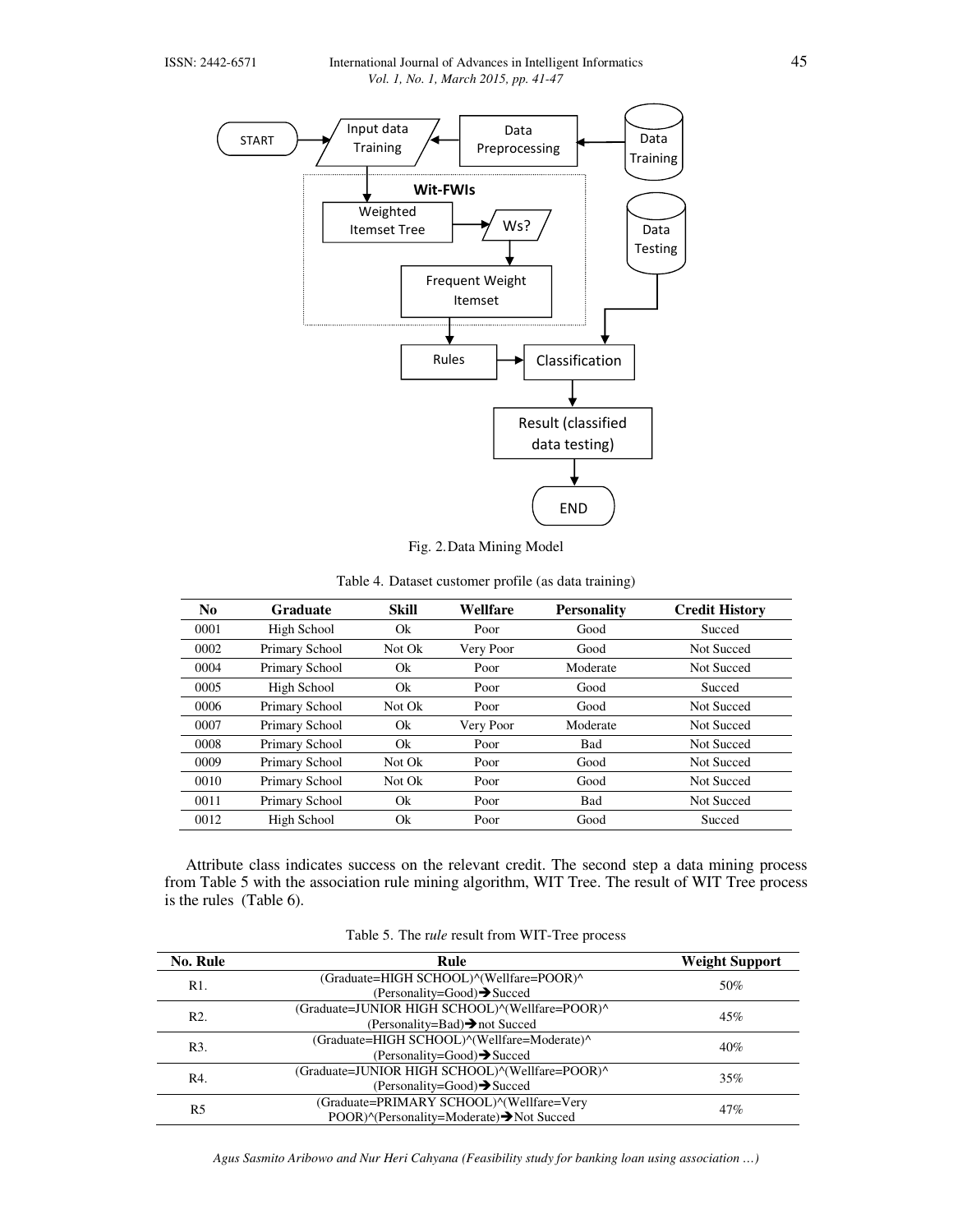Fig. 2. Data Mining Model

Table 4. Dataset customer profile (as data training)

| No | Graduate | Skill | Wellfare | Personality | Credit History |
|---|---|---|---|---|---|
| 0001 | High School | Ok | Poor | Good | Succed |
| 0002 | Primary School | Not Ok | Very Poor | Good | Not Succed |
| 0004 | Primary School | Ok | Poor | Moderate | Not Succed |
| 0005 | High School | Ok | Poor | Good | Succed |
| 0006 | Primary School | Not Ok | Poor | Good | Not Succed |
| 0007 | Primary School | Ok | Very Poor | Moderate | Not Succed |
| 0008 | Primary School | Ok | Poor | Bad | Not Succed |
| 0009 | Primary School | Not Ok | Poor | Good | Not Succed |
| 0010 | Primary School | Not Ok | Poor | Good | Not Succed |
| 0011 | Primary School | Ok | Poor | Bad | Not Succed |
| 0012 | High School | Ok | Poor | Good | Succed |

Attribute class indicates success on the relevant credit. The second step a data mining process from Table 5 with the association rule mining algorithm, WIT Tree. The result of WIT Tree process is the rules (Table 6).

Table 5. The rule result from WIT-Tree process

| No. Rule | Rule | Weight Support |
|---|---|---|
| R1. | (Graduate=HIGH SCHOOL)^(Wellfare=POOR)^(Personality=Good)➔Succed | 50% |
| R2. | (Graduate=JUNIOR HIGH SCHOOL)^(Wellfare=POOR)^(Personality=Bad)➔not Succed | 45% |
| R3. | (Graduate=HIGH SCHOOL)^(Wellfare=Moderate)^(Personality=Good)➔Succed | 40% |
| R4. | (Graduate=JUNIOR HIGH SCHOOL)^(Wellfare=POOR)^(Personality=Good)➔Succed | 35% |
| R5 | (Graduate=PRIMARY SCHOOL)^(Wellfare=Very POOR)^(Personality=Moderate)➔Not Succed | 47% |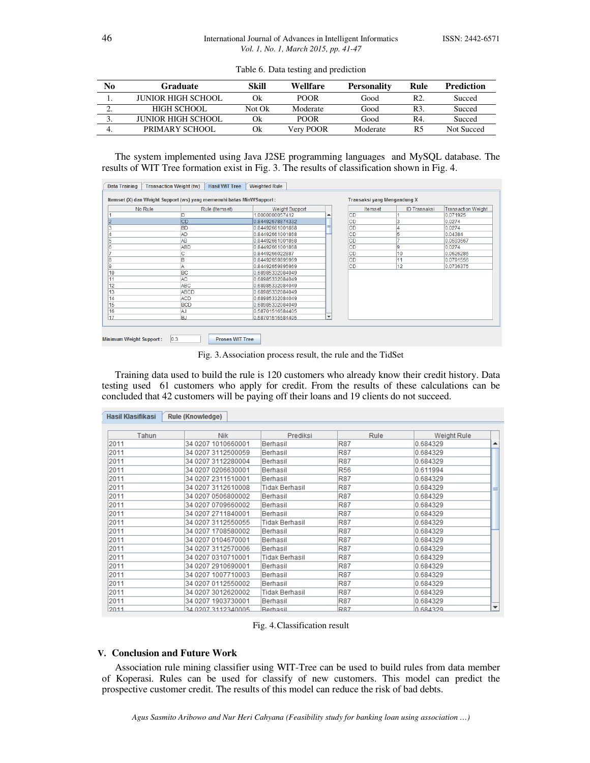Table 6. Data testing and prediction

| No | Graduate | Skill | Wellfare | Personality | Rule | Prediction |
|---|---|---|---|---|---|---|
| 1. | JUNIOR HIGH SCHOOL | Ok | POOR | Good | R2. | Succed |
| 2. | HIGH SCHOOL | Not Ok | Moderate | Good | R3. | Succed |
| 3. | JUNIOR HIGH SCHOOL | Ok | POOR | Good | R4. | Succed |
| 4. | PRIMARY SCHOOL | Ok | Very POOR | Moderate | R5 | Not Succed |

The system implemented using Java J2SE programming languages and MySQL database. The results of WIT Tree formation exist in Fig. 3. The results of classification shown in Fig. 4.

Fig. 3. Association process result, the rule and the TidSet

Training data used to build the rule is 120 customers who already know their credit history. Data testing used 61 customers who apply for credit. From the results of these calculations can be concluded that 42 customers will be paying off their loans and 19 clients do not succeed.

Fig. 4. Classification result

## V. Conclusion and Future Work

Association rule mining classifier using WIT-Tree can be used to build rules from data member of Koperasi. Rules can be used for classify of new customers. This model can predict the prospective customer credit. The results of this model can reduce the risk of bad debts.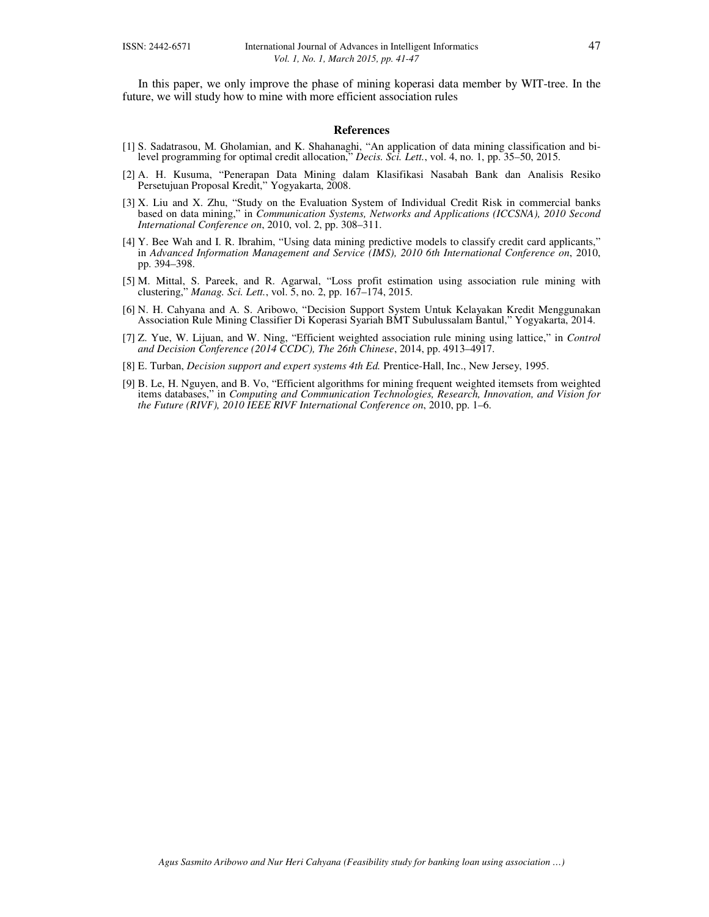In this paper, we only improve the phase of mining koperasi data member by WIT-tree. In the future, we will study how to mine with more efficient association rules

## References

[1] S. Sadatrasou, M. Gholamian, and K. Shahanaghi, "An application of data mining classification and bi-level programming for optimal credit allocation," *Decis. Sci. Lett.*, vol. 4, no. 1, pp. 35–50, 2015.

[2] A. H. Kusuma, "Penerapan Data Mining dalam Klasifikasi Nasabah Bank dan Analisis Resiko Persetujuan Proposal Kredit," Yogyakarta, 2008.

[3] X. Liu and X. Zhu, "Study on the Evaluation System of Individual Credit Risk in commercial banks based on data mining," in *Communication Systems, Networks and Applications (ICCSNA), 2010 Second International Conference on*, 2010, vol. 2, pp. 308–311.

[4] Y. Bee Wah and I. R. Ibrahim, "Using data mining predictive models to classify credit card applicants," in *Advanced Information Management and Service (IMS), 2010 6th International Conference on*, 2010, pp. 394–398.

[5] M. Mittal, S. Pareek, and R. Agarwal, "Loss profit estimation using association rule mining with clustering," *Manag. Sci. Lett.*, vol. 5, no. 2, pp. 167–174, 2015.

[6] N. H. Cahyana and A. S. Aribowo, "Decision Support System Untuk Kelayakan Kredit Menggunakan Association Rule Mining Classifier Di Koperasi Syariah BMT Subulussalam Bantul," Yogyakarta, 2014.

[7] Z. Yue, W. Lijuan, and W. Ning, "Efficient weighted association rule mining using lattice," in *Control and Decision Conference (2014 CCDC), The 26th Chinese*, 2014, pp. 4913–4917.

[8] E. Turban, *Decision support and expert systems 4th Ed.* Prentice-Hall, Inc., New Jersey, 1995.

[9] B. Le, H. Nguyen, and B. Vo, "Efficient algorithms for mining frequent weighted itemsets from weighted items databases," in *Computing and Communication Technologies, Research, Innovation, and Vision for the Future (RIVF), 2010 IEEE RIVF International Conference on*, 2010, pp. 1–6.